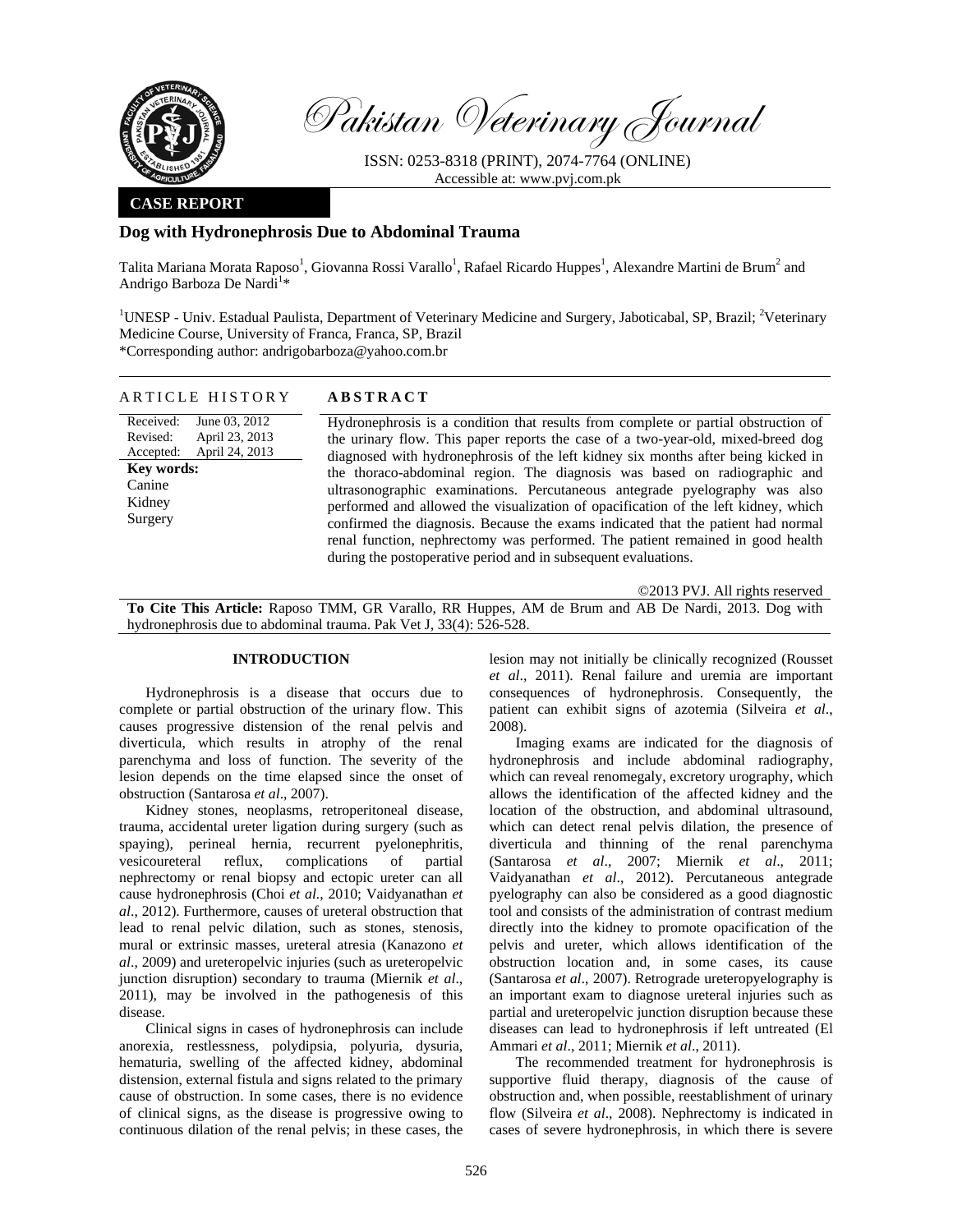Pakistan Veterinary Journal

ISSN: 0253-8318 (PRINT), 2074-7764 (ONLINE)
Accessible at: www.pvj.com.pk

**CASE REPORT**

# Dog with Hydronephrosis Due to Abdominal Trauma

Talita Mariana Morata Raposo[1], Giovanna Rossi Varallo[1], Rafael Ricardo Huppes[1], Alexandre Martini de Brum[2] and Andrigo Barboza De Nardi[1]*

[1]UNESP - Univ. Estadual Paulista, Department of Veterinary Medicine and Surgery, Jaboticabal, SP, Brazil; [2]Veterinary Medicine Course, University of Franca, Franca, SP, Brazil
*Corresponding author: andrigobarboza@yahoo.com.br

**ARTICLE HISTORY**

Received: June 03, 2012
Revised: April 23, 2013
Accepted: April 24, 2013

**Key words:**
Canine
Kidney
Surgery

**ABSTRACT**

Hydronephrosis is a condition that results from complete or partial obstruction of the urinary flow. This paper reports the case of a two-year-old, mixed-breed dog diagnosed with hydronephrosis of the left kidney six months after being kicked in the thoraco-abdominal region. The diagnosis was based on radiographic and ultrasonographic examinations. Percutaneous antegrade pyelography was also performed and allowed the visualization of opacification of the left kidney, which confirmed the diagnosis. Because the exams indicated that the patient had normal renal function, nephrectomy was performed. The patient remained in good health during the postoperative period and in subsequent evaluations.

©2013 PVJ. All rights reserved

**To Cite This Article:** Raposo TMM, GR Varallo, RR Huppes, AM de Brum and AB De Nardi, 2013. Dog with hydronephrosis due to abdominal trauma. Pak Vet J, 33(4): 526-528.

## INTRODUCTION

Hydronephrosis is a disease that occurs due to complete or partial obstruction of the urinary flow. This causes progressive distension of the renal pelvis and diverticula, which results in atrophy of the renal parenchyma and loss of function. The severity of the lesion depends on the time elapsed since the onset of obstruction (Santarosa *et al*., 2007).

Kidney stones, neoplasms, retroperitoneal disease, trauma, accidental ureter ligation during surgery (such as spaying), perineal hernia, recurrent pyelonephritis, vesicoureteral reflux, complications of partial nephrectomy or renal biopsy and ectopic ureter can all cause hydronephrosis (Choi *et al*., 2010; Vaidyanathan *et al*., 2012). Furthermore, causes of ureteral obstruction that lead to renal pelvic dilation, such as stones, stenosis, mural or extrinsic masses, ureteral atresia (Kanazono *et al*., 2009) and ureteropelvic injuries (such as ureteropelvic junction disruption) secondary to trauma (Miernik *et al*., 2011), may be involved in the pathogenesis of this disease.

Clinical signs in cases of hydronephrosis can include anorexia, restlessness, polydipsia, polyuria, dysuria, hematuria, swelling of the affected kidney, abdominal distension, external fistula and signs related to the primary cause of obstruction. In some cases, there is no evidence of clinical signs, as the disease is progressive owing to continuous dilation of the renal pelvis; in these cases, the lesion may not initially be clinically recognized (Rousset *et al*., 2011). Renal failure and uremia are important consequences of hydronephrosis. Consequently, the patient can exhibit signs of azotemia (Silveira *et al*., 2008).

Imaging exams are indicated for the diagnosis of hydronephrosis and include abdominal radiography, which can reveal renomegaly, excretory urography, which allows the identification of the affected kidney and the location of the obstruction, and abdominal ultrasound, which can detect renal pelvis dilation, the presence of diverticula and thinning of the renal parenchyma (Santarosa *et al*., 2007; Miernik *et al*., 2011; Vaidyanathan *et al*., 2012). Percutaneous antegrade pyelography can also be considered as a good diagnostic tool and consists of the administration of contrast medium directly into the kidney to promote opacification of the pelvis and ureter, which allows identification of the obstruction location and, in some cases, its cause (Santarosa *et al*., 2007). Retrograde ureteropyelography is an important exam to diagnose ureteral injuries such as partial and ureteropelvic junction disruption because these diseases can lead to hydronephrosis if left untreated (El Ammari *et al*., 2011; Miernik *et al*., 2011).

The recommended treatment for hydronephrosis is supportive fluid therapy, diagnosis of the cause of obstruction and, when possible, reestablishment of urinary flow (Silveira *et al*., 2008). Nephrectomy is indicated in cases of severe hydronephrosis, in which there is severe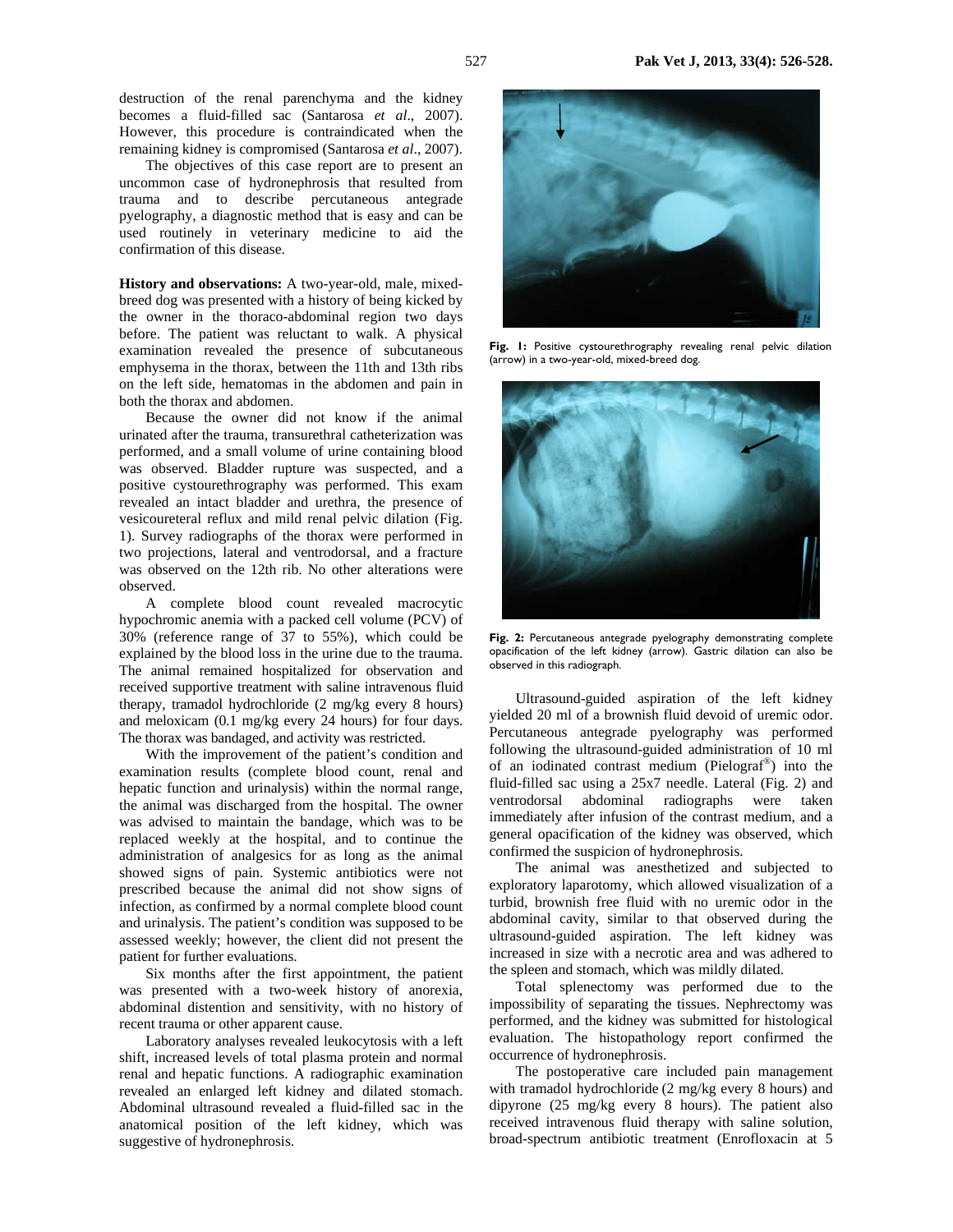destruction of the renal parenchyma and the kidney becomes a fluid-filled sac (Santarosa *et al*., 2007). However, this procedure is contraindicated when the remaining kidney is compromised (Santarosa *et al*., 2007).

The objectives of this case report are to present an uncommon case of hydronephrosis that resulted from trauma and to describe percutaneous antegrade pyelography, a diagnostic method that is easy and can be used routinely in veterinary medicine to aid the confirmation of this disease.

**History and observations:** A two-year-old, male, mixed-breed dog was presented with a history of being kicked by the owner in the thoraco-abdominal region two days before. The patient was reluctant to walk. A physical examination revealed the presence of subcutaneous emphysema in the thorax, between the 11th and 13th ribs on the left side, hematomas in the abdomen and pain in both the thorax and abdomen.

Because the owner did not know if the animal urinated after the trauma, transurethral catheterization was performed, and a small volume of urine containing blood was observed. Bladder rupture was suspected, and a positive cystourethrography was performed. This exam revealed an intact bladder and urethra, the presence of vesicoureteral reflux and mild renal pelvic dilation (Fig. 1). Survey radiographs of the thorax were performed in two projections, lateral and ventrodorsal, and a fracture was observed on the 12th rib. No other alterations were observed.

A complete blood count revealed macrocytic hypochromic anemia with a packed cell volume (PCV) of 30% (reference range of 37 to 55%), which could be explained by the blood loss in the urine due to the trauma. The animal remained hospitalized for observation and received supportive treatment with saline intravenous fluid therapy, tramadol hydrochloride (2 mg/kg every 8 hours) and meloxicam (0.1 mg/kg every 24 hours) for four days. The thorax was bandaged, and activity was restricted.

With the improvement of the patient's condition and examination results (complete blood count, renal and hepatic function and urinalysis) within the normal range, the animal was discharged from the hospital. The owner was advised to maintain the bandage, which was to be replaced weekly at the hospital, and to continue the administration of analgesics for as long as the animal showed signs of pain. Systemic antibiotics were not prescribed because the animal did not show signs of infection, as confirmed by a normal complete blood count and urinalysis. The patient's condition was supposed to be assessed weekly; however, the client did not present the patient for further evaluations.

Six months after the first appointment, the patient was presented with a two-week history of anorexia, abdominal distention and sensitivity, with no history of recent trauma or other apparent cause.

Laboratory analyses revealed leukocytosis with a left shift, increased levels of total plasma protein and normal renal and hepatic functions. A radiographic examination revealed an enlarged left kidney and dilated stomach. Abdominal ultrasound revealed a fluid-filled sac in the anatomical position of the left kidney, which was suggestive of hydronephrosis.

**Fig. 1:** Positive cystourethrography revealing renal pelvic dilation (arrow) in a two-year-old, mixed-breed dog.

**Fig. 2:** Percutaneous antegrade pyelography demonstrating complete opacification of the left kidney (arrow). Gastric dilation can also be observed in this radiograph.

Ultrasound-guided aspiration of the left kidney yielded 20 ml of a brownish fluid devoid of uremic odor. Percutaneous antegrade pyelography was performed following the ultrasound-guided administration of 10 ml of an iodinated contrast medium (Pielograf®) into the fluid-filled sac using a 25x7 needle. Lateral (Fig. 2) and ventrodorsal abdominal radiographs were taken immediately after infusion of the contrast medium, and a general opacification of the kidney was observed, which confirmed the suspicion of hydronephrosis.

The animal was anesthetized and subjected to exploratory laparotomy, which allowed visualization of a turbid, brownish free fluid with no uremic odor in the abdominal cavity, similar to that observed during the ultrasound-guided aspiration. The left kidney was increased in size with a necrotic area and was adhered to the spleen and stomach, which was mildly dilated.

Total splenectomy was performed due to the impossibility of separating the tissues. Nephrectomy was performed, and the kidney was submitted for histological evaluation. The histopathology report confirmed the occurrence of hydronephrosis.

The postoperative care included pain management with tramadol hydrochloride (2 mg/kg every 8 hours) and dipyrone (25 mg/kg every 8 hours). The patient also received intravenous fluid therapy with saline solution, broad-spectrum antibiotic treatment (Enrofloxacin at 5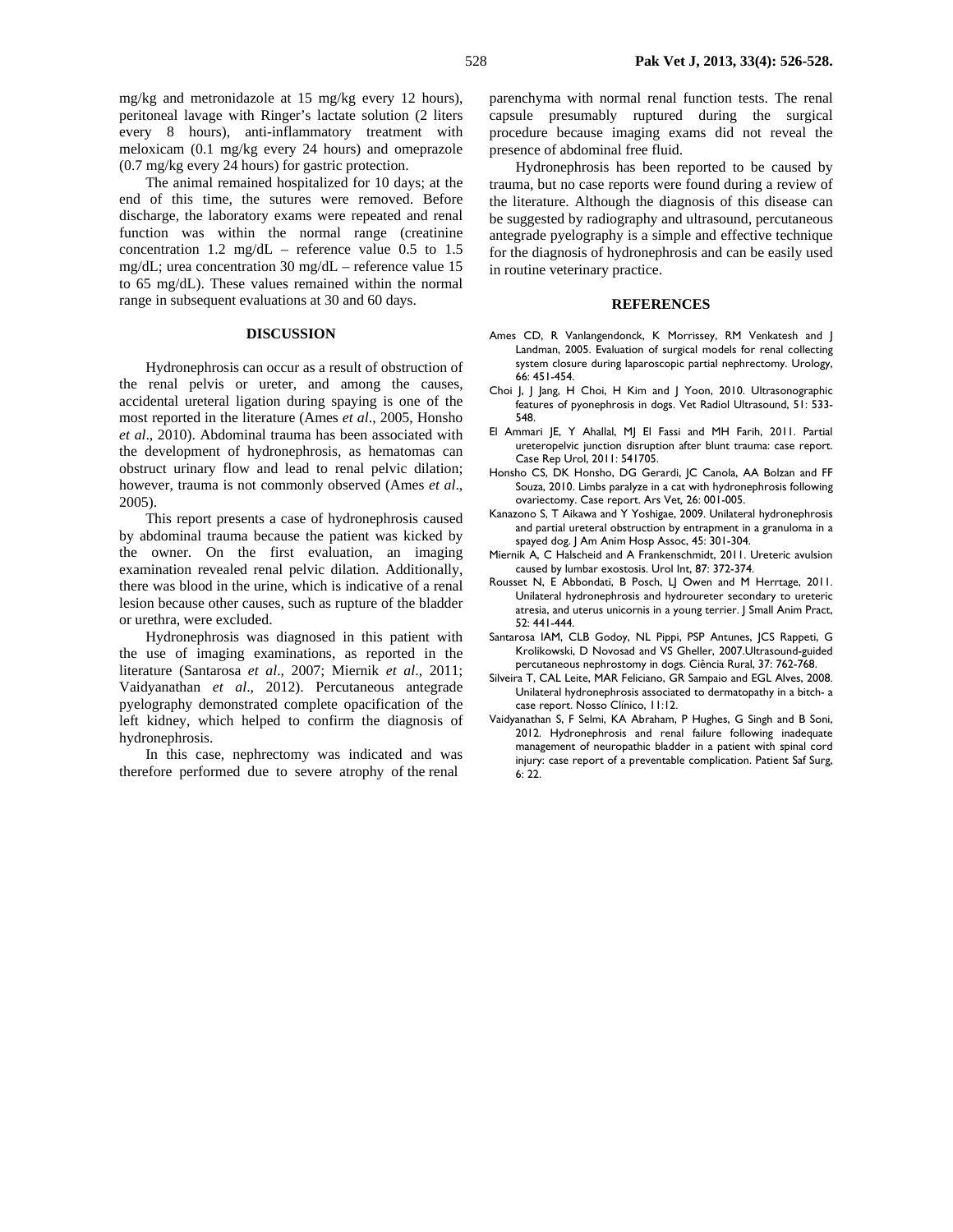mg/kg and metronidazole at 15 mg/kg every 12 hours), peritoneal lavage with Ringer's lactate solution (2 liters every 8 hours), anti-inflammatory treatment with meloxicam (0.1 mg/kg every 24 hours) and omeprazole (0.7 mg/kg every 24 hours) for gastric protection.

The animal remained hospitalized for 10 days; at the end of this time, the sutures were removed. Before discharge, the laboratory exams were repeated and renal function was within the normal range (creatinine concentration 1.2 mg/dL – reference value 0.5 to 1.5 mg/dL; urea concentration 30 mg/dL – reference value 15 to 65 mg/dL). These values remained within the normal range in subsequent evaluations at 30 and 60 days.

## DISCUSSION

Hydronephrosis can occur as a result of obstruction of the renal pelvis or ureter, and among the causes, accidental ureteral ligation during spaying is one of the most reported in the literature (Ames *et al*., 2005, Honsho *et al*., 2010). Abdominal trauma has been associated with the development of hydronephrosis, as hematomas can obstruct urinary flow and lead to renal pelvic dilation; however, trauma is not commonly observed (Ames *et al*., 2005).

This report presents a case of hydronephrosis caused by abdominal trauma because the patient was kicked by the owner. On the first evaluation, an imaging examination revealed renal pelvic dilation. Additionally, there was blood in the urine, which is indicative of a renal lesion because other causes, such as rupture of the bladder or urethra, were excluded.

Hydronephrosis was diagnosed in this patient with the use of imaging examinations, as reported in the literature (Santarosa *et al*., 2007; Miernik *et al*., 2011; Vaidyanathan *et al*., 2012). Percutaneous antegrade pyelography demonstrated complete opacification of the left kidney, which helped to confirm the diagnosis of hydronephrosis.

In this case, nephrectomy was indicated and was therefore performed due to severe atrophy of the renal parenchyma with normal renal function tests. The renal capsule presumably ruptured during the surgical procedure because imaging exams did not reveal the presence of abdominal free fluid.

Hydronephrosis has been reported to be caused by trauma, but no case reports were found during a review of the literature. Although the diagnosis of this disease can be suggested by radiography and ultrasound, percutaneous antegrade pyelography is a simple and effective technique for the diagnosis of hydronephrosis and can be easily used in routine veterinary practice.

## REFERENCES

Ames CD, R Vanlangendonck, K Morrissey, RM Venkatesh and J Landman, 2005. Evaluation of surgical models for renal collecting system closure during laparoscopic partial nephrectomy. Urology, 66: 451-454.

Choi J, J Jang, H Choi, H Kim and J Yoon, 2010. Ultrasonographic features of pyonephrosis in dogs. Vet Radiol Ultrasound, 51: 533-548.

El Ammari JE, Y Ahallal, MJ El Fassi and MH Farih, 2011. Partial ureteropelvic junction disruption after blunt trauma: case report. Case Rep Urol, 2011: 541705.

Honsho CS, DK Honsho, DG Gerardi, JC Canola, AA Bolzan and FF Souza, 2010. Limbs paralyze in a cat with hydronephrosis following ovariectomy. Case report. Ars Vet, 26: 001-005.

Kanazono S, T Aikawa and Y Yoshigae, 2009. Unilateral hydronephrosis and partial ureteral obstruction by entrapment in a granuloma in a spayed dog. J Am Anim Hosp Assoc, 45: 301-304.

Miernik A, C Halscheid and A Frankenschmidt, 2011. Ureteric avulsion caused by lumbar exostosis. Urol Int, 87: 372-374.

Rousset N, E Abbondati, B Posch, LJ Owen and M Herrtage, 2011. Unilateral hydronephrosis and hydroureter secondary to ureteric atresia, and uterus unicornis in a young terrier. J Small Anim Pract, 52: 441-444.

Santarosa IAM, CLB Godoy, NL Pippi, PSP Antunes, JCS Rappeti, G Krolikowski, D Novosad and VS Gheller, 2007.Ultrasound-guided percutaneous nephrostomy in dogs. Ciência Rural, 37: 762-768.

Silveira T, CAL Leite, MAR Feliciano, GR Sampaio and EGL Alves, 2008. Unilateral hydronephrosis associated to dermatopathy in a bitch- a case report. Nosso Clínico, 11:12.

Vaidyanathan S, F Selmi, KA Abraham, P Hughes, G Singh and B Soni, 2012. Hydronephrosis and renal failure following inadequate management of neuropathic bladder in a patient with spinal cord injury: case report of a preventable complication. Patient Saf Surg, 6: 22.